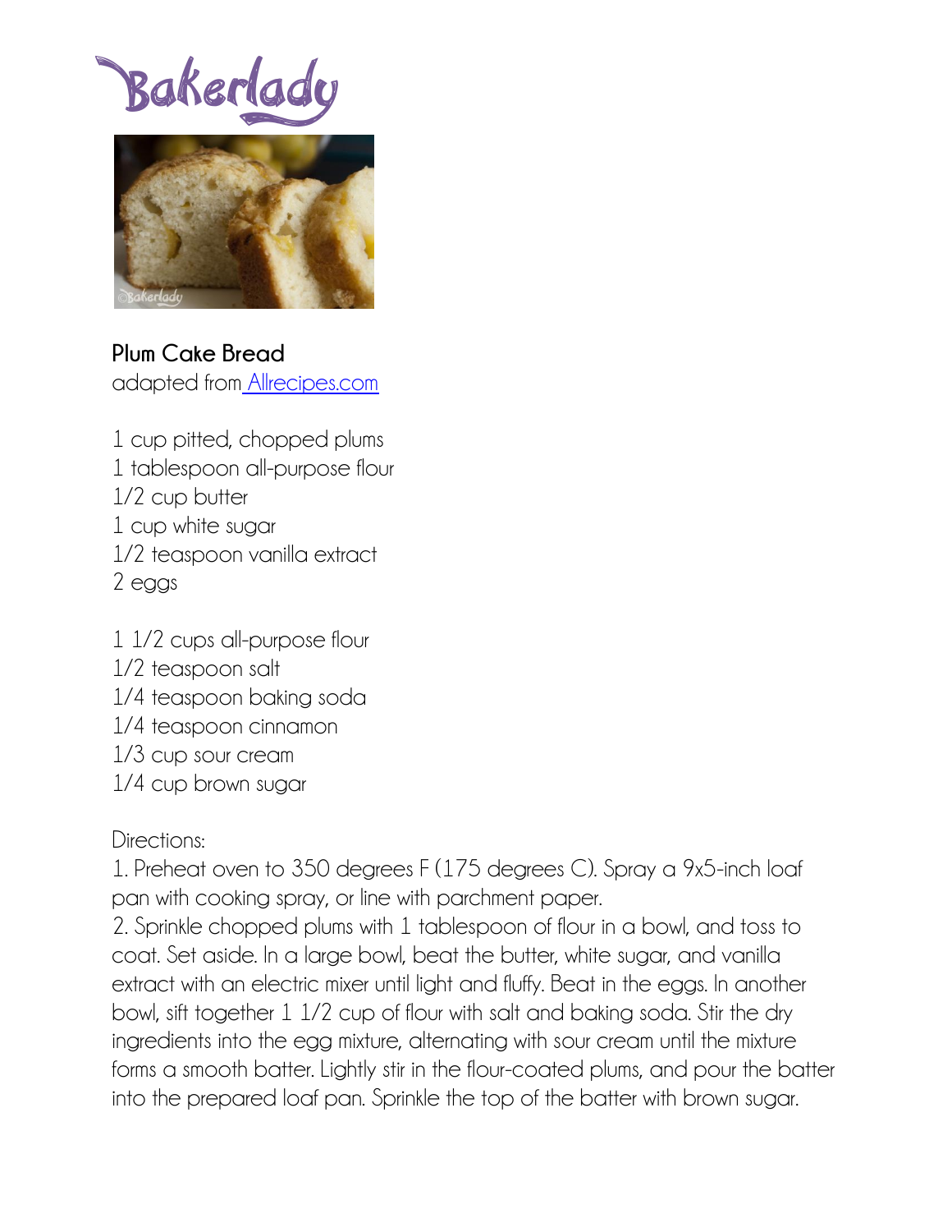Bakerlady

**Plum Cake Bread**
adapted from [Allrecipes.com](Allrecipes.com)

1 cup pitted, chopped plums
1 tablespoon all-purpose flour
1/2 cup butter
1 cup white sugar
1/2 teaspoon vanilla extract
2 eggs

1 1/2 cups all-purpose flour
1/2 teaspoon salt
1/4 teaspoon baking soda
1/4 teaspoon cinnamon
1/3 cup sour cream
1/4 cup brown sugar

Directions:
1. Preheat oven to 350 degrees F (175 degrees C). Spray a 9x5-inch loaf pan with cooking spray, or line with parchment paper.
2. Sprinkle chopped plums with 1 tablespoon of flour in a bowl, and toss to coat. Set aside. In a large bowl, beat the butter, white sugar, and vanilla extract with an electric mixer until light and fluffy. Beat in the eggs. In another bowl, sift together 1 1/2 cup of flour with salt and baking soda. Stir the dry ingredients into the egg mixture, alternating with sour cream until the mixture forms a smooth batter. Lightly stir in the flour-coated plums, and pour the batter into the prepared loaf pan. Sprinkle the top of the batter with brown sugar.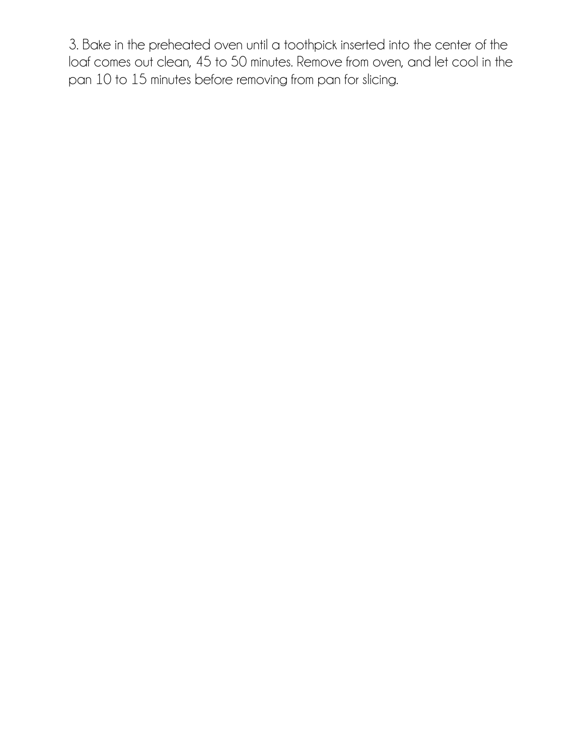3. Bake in the preheated oven until a toothpick inserted into the center of the loaf comes out clean, 45 to 50 minutes. Remove from oven, and let cool in the pan 10 to 15 minutes before removing from pan for slicing.